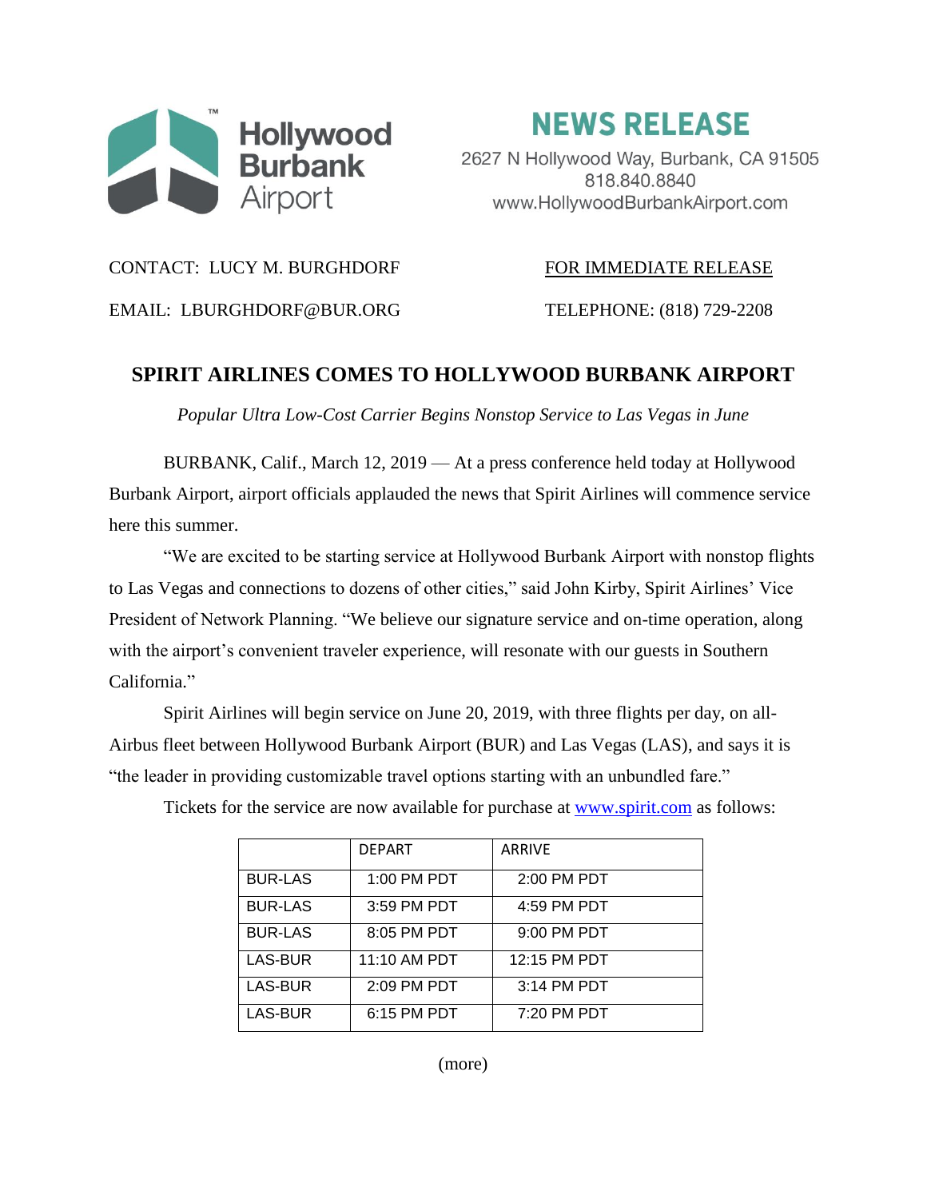Hollywood Burbank Airport

# NEWS RELEASE

2627 N Hollywood Way, Burbank, CA 91505
818.840.8840
www.HollywoodBurbankAirport.com

CONTACT: LUCY M. BURGHDORF

EMAIL: LBURGHDORF@BUR.ORG

FOR IMMEDIATE RELEASE

TELEPHONE: (818) 729-2208

## SPIRIT AIRLINES COMES TO HOLLYWOOD BURBANK AIRPORT

*Popular Ultra Low-Cost Carrier Begins Nonstop Service to Las Vegas in June*

BURBANK, Calif., March 12, 2019 — At a press conference held today at Hollywood Burbank Airport, airport officials applauded the news that Spirit Airlines will commence service here this summer.

"We are excited to be starting service at Hollywood Burbank Airport with nonstop flights to Las Vegas and connections to dozens of other cities," said John Kirby, Spirit Airlines' Vice President of Network Planning. "We believe our signature service and on-time operation, along with the airport's convenient traveler experience, will resonate with our guests in Southern California."

Spirit Airlines will begin service on June 20, 2019, with three flights per day, on all-Airbus fleet between Hollywood Burbank Airport (BUR) and Las Vegas (LAS), and says it is "the leader in providing customizable travel options starting with an unbundled fare."

Tickets for the service are now available for purchase at www.spirit.com as follows:

| | DEPART | ARRIVE |
|---|---|---|
| BUR-LAS | 1:00 PM PDT | 2:00 PM PDT |
| BUR-LAS | 3:59 PM PDT | 4:59 PM PDT |
| BUR-LAS | 8:05 PM PDT | 9:00 PM PDT |
| LAS-BUR | 11:10 AM PDT | 12:15 PM PDT |
| LAS-BUR | 2:09 PM PDT | 3:14 PM PDT |
| LAS-BUR | 6:15 PM PDT | 7:20 PM PDT |

(more)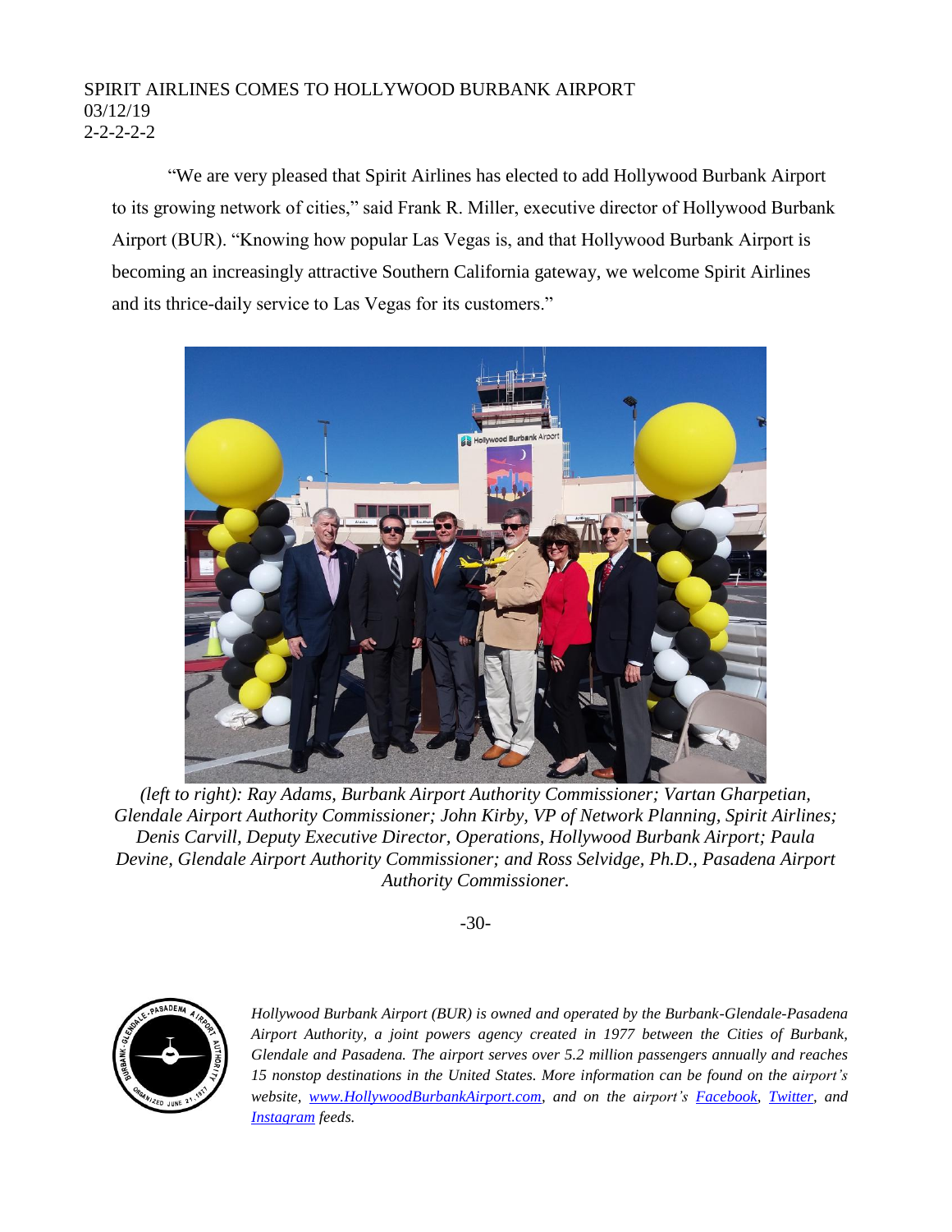"We are very pleased that Spirit Airlines has elected to add Hollywood Burbank Airport to its growing network of cities," said Frank R. Miller, executive director of Hollywood Burbank Airport (BUR). "Knowing how popular Las Vegas is, and that Hollywood Burbank Airport is becoming an increasingly attractive Southern California gateway, we welcome Spirit Airlines and its thrice-daily service to Las Vegas for its customers."

*(left to right): Ray Adams, Burbank Airport Authority Commissioner; Vartan Gharpetian, Glendale Airport Authority Commissioner; John Kirby, VP of Network Planning, Spirit Airlines; Denis Carvill, Deputy Executive Director, Operations, Hollywood Burbank Airport; Paula Devine, Glendale Airport Authority Commissioner; and Ross Selvidge, Ph.D., Pasadena Airport Authority Commissioner.*

-30-

*Hollywood Burbank Airport (BUR) is owned and operated by the Burbank-Glendale-Pasadena Airport Authority, a joint powers agency created in 1977 between the Cities of Burbank, Glendale and Pasadena. The airport serves over 5.2 million passengers annually and reaches 15 nonstop destinations in the United States. More information can be found on the airport's website, www.HollywoodBurbankAirport.com, and on the airport's Facebook, Twitter, and Instagram feeds.*